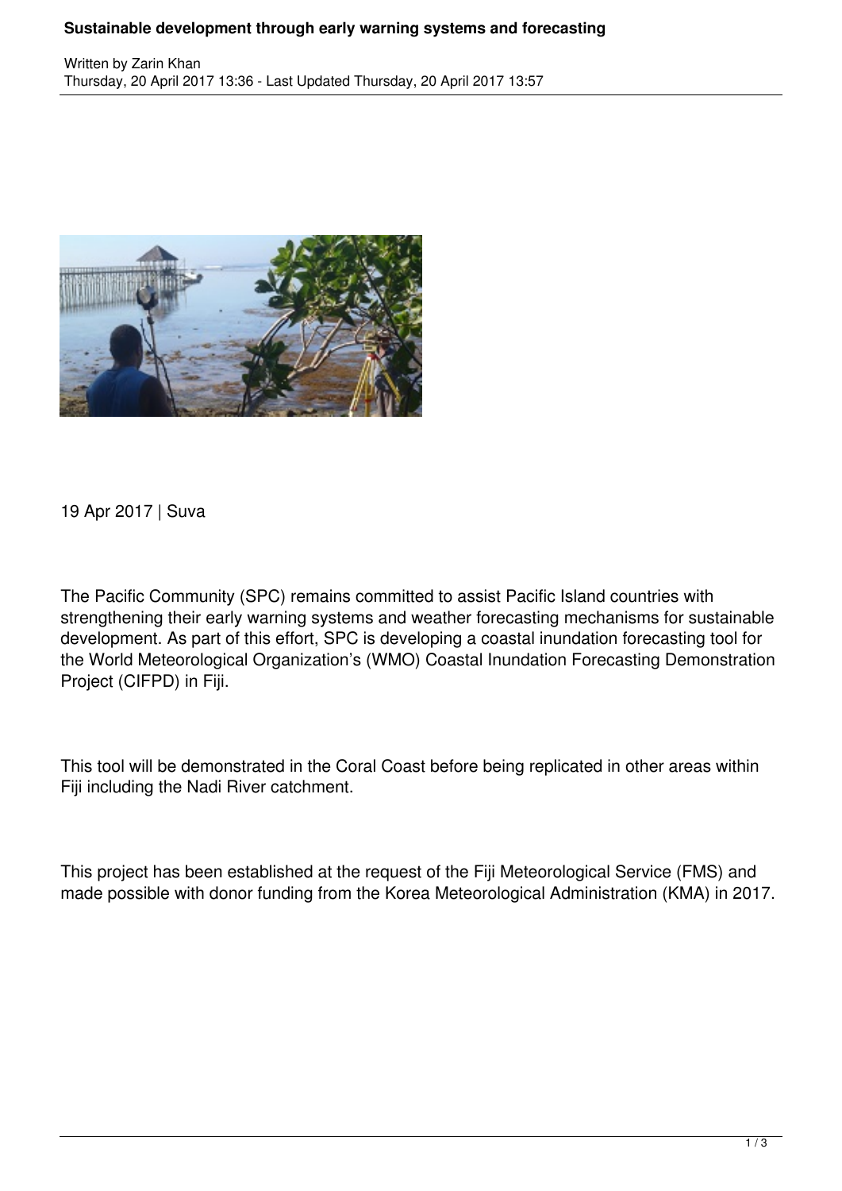# Sustainable development through early warning systems and forecasting

Written by Zarin Khan
Thursday, 20 April 2017 13:36 - Last Updated Thursday, 20 April 2017 13:57

19 Apr 2017 | Suva

The Pacific Community (SPC) remains committed to assist Pacific Island countries with strengthening their early warning systems and weather forecasting mechanisms for sustainable development. As part of this effort, SPC is developing a coastal inundation forecasting tool for the World Meteorological Organization's (WMO) Coastal Inundation Forecasting Demonstration Project (CIFPD) in Fiji.

This tool will be demonstrated in the Coral Coast before being replicated in other areas within Fiji including the Nadi River catchment.

This project has been established at the request of the Fiji Meteorological Service (FMS) and made possible with donor funding from the Korea Meteorological Administration (KMA) in 2017.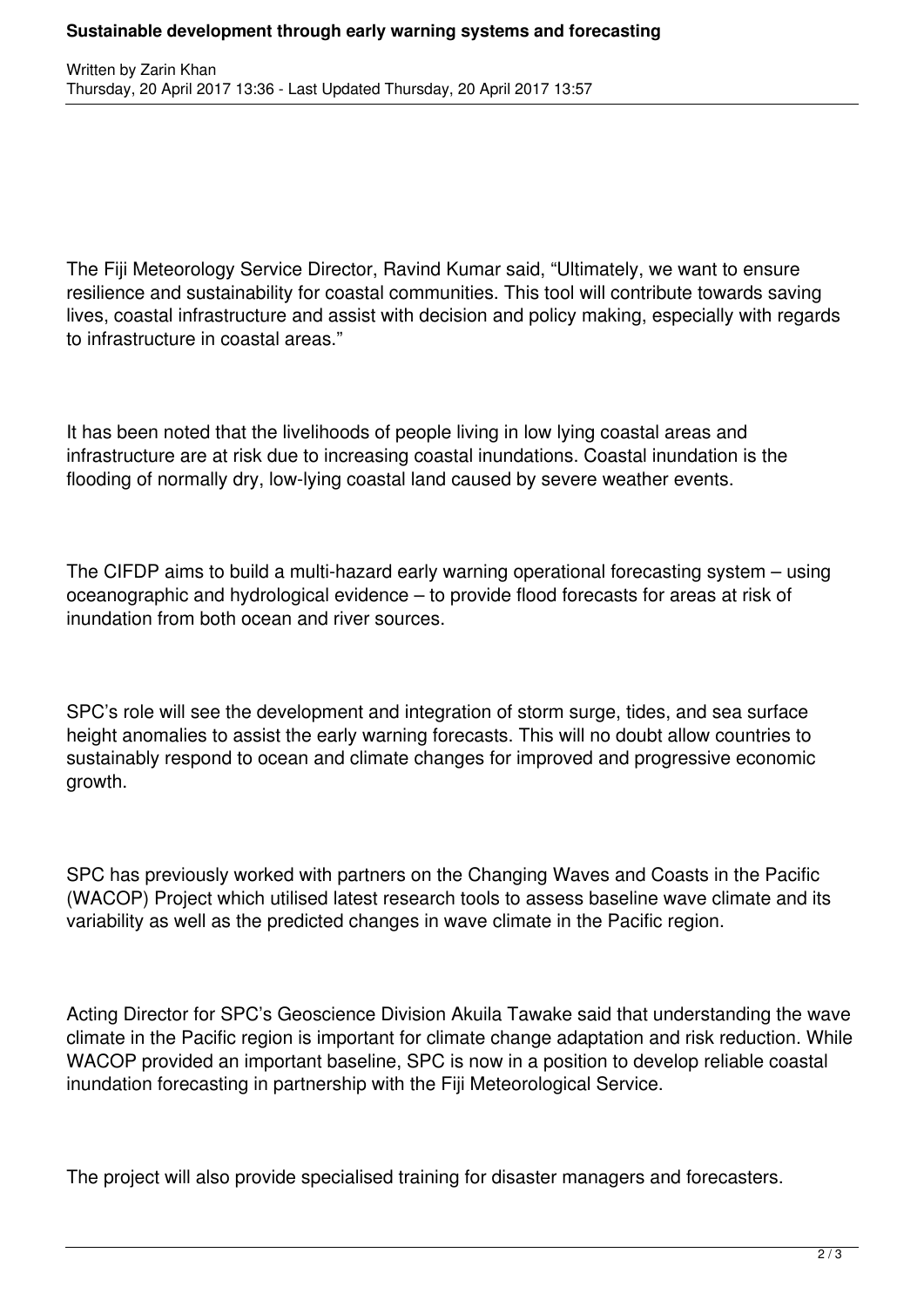The Fiji Meteorology Service Director, Ravind Kumar said, “Ultimately, we want to ensure resilience and sustainability for coastal communities. This tool will contribute towards saving lives, coastal infrastructure and assist with decision and policy making, especially with regards to infrastructure in coastal areas.”

It has been noted that the livelihoods of people living in low lying coastal areas and infrastructure are at risk due to increasing coastal inundations. Coastal inundation is the flooding of normally dry, low-lying coastal land caused by severe weather events.

The CIFDP aims to build a multi-hazard early warning operational forecasting system – using oceanographic and hydrological evidence – to provide flood forecasts for areas at risk of inundation from both ocean and river sources.

SPC’s role will see the development and integration of storm surge, tides, and sea surface height anomalies to assist the early warning forecasts. This will no doubt allow countries to sustainably respond to ocean and climate changes for improved and progressive economic growth.

SPC has previously worked with partners on the Changing Waves and Coasts in the Pacific (WACOP) Project which utilised latest research tools to assess baseline wave climate and its variability as well as the predicted changes in wave climate in the Pacific region.

Acting Director for SPC’s Geoscience Division Akuila Tawake said that understanding the wave climate in the Pacific region is important for climate change adaptation and risk reduction. While WACOP provided an important baseline, SPC is now in a position to develop reliable coastal inundation forecasting in partnership with the Fiji Meteorological Service.

The project will also provide specialised training for disaster managers and forecasters.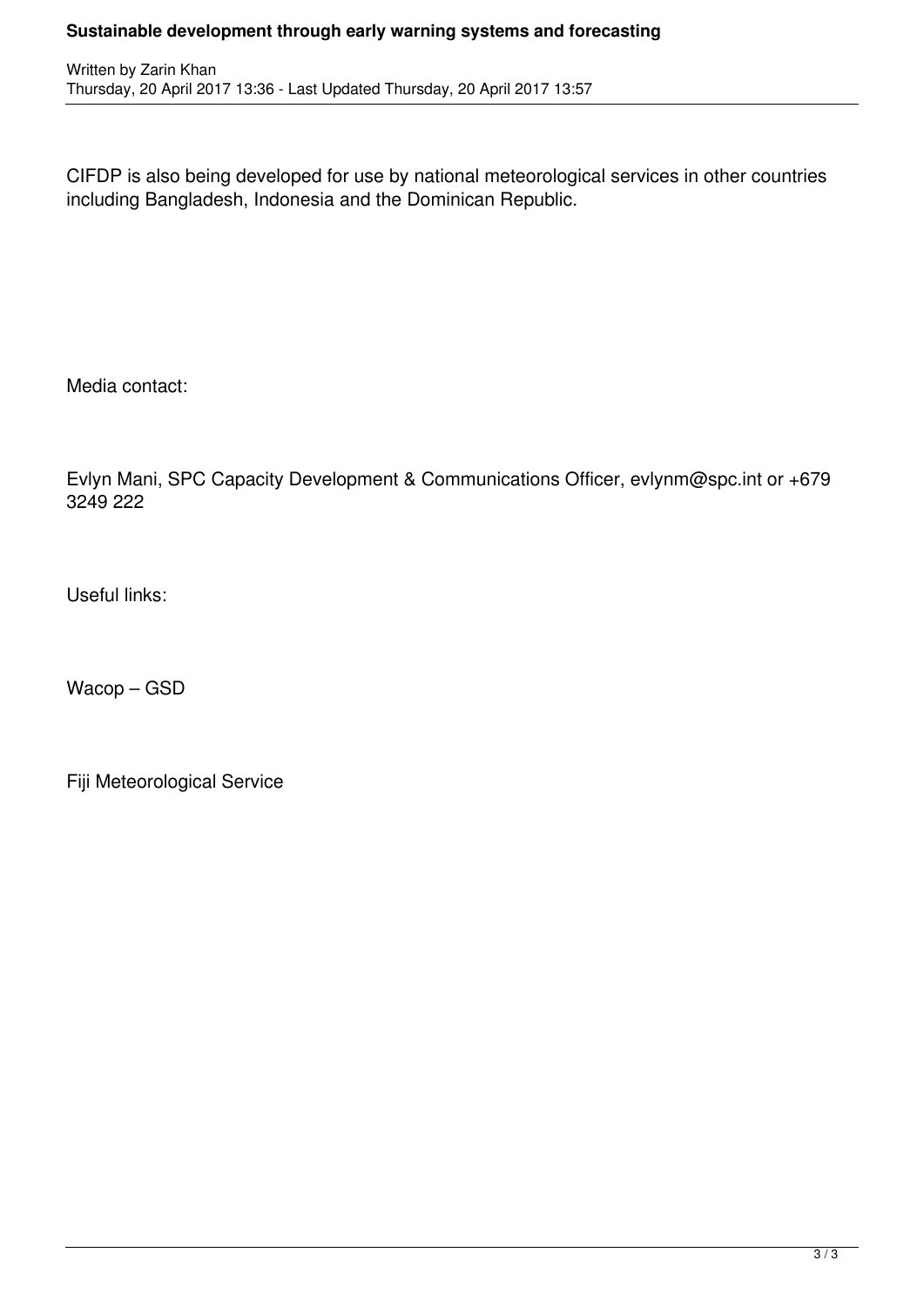CIFDP is also being developed for use by national meteorological services in other countries including Bangladesh, Indonesia and the Dominican Republic.

Media contact:

Evlyn Mani, SPC Capacity Development & Communications Officer, evlynm@spc.int or +679 3249 222

Useful links:

Wacop – GSD

Fiji Meteorological Service